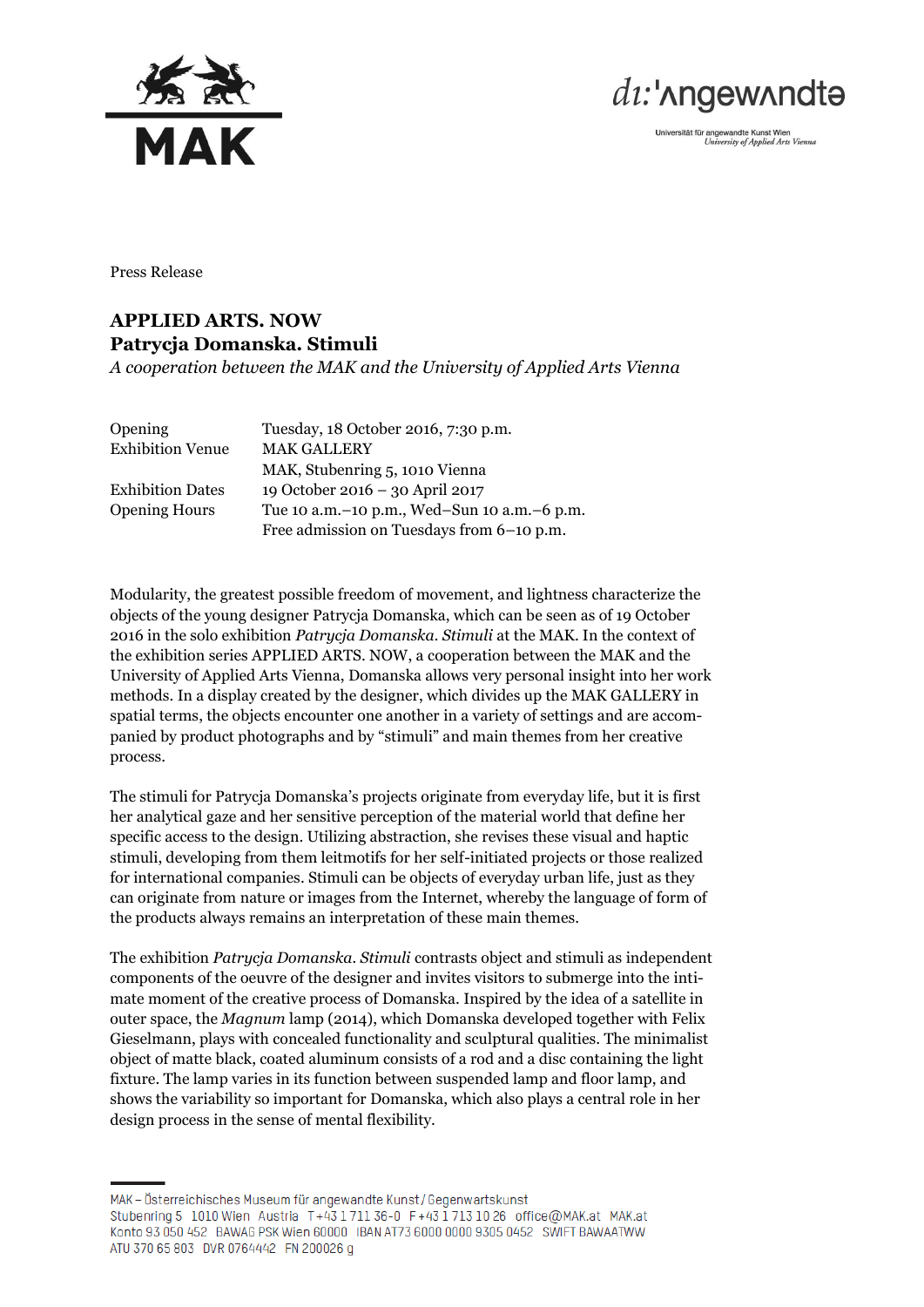Press Release

# APPLIED ARTS. NOW
## Patrycja Domanska. Stimuli

*A cooperation between the MAK and the University of Applied Arts Vienna*

| | |
|---|---|
| Opening | Tuesday, 18 October 2016, 7:30 p.m. |
| Exhibition Venue | MAK GALLERY<br>MAK, Stubenring 5, 1010 Vienna |
| Exhibition Dates | 19 October 2016 – 30 April 2017 |
| Opening Hours | Tue 10 a.m.–10 p.m., Wed–Sun 10 a.m.–6 p.m.<br>Free admission on Tuesdays from 6–10 p.m. |

Modularity, the greatest possible freedom of movement, and lightness characterize the objects of the young designer Patrycja Domanska, which can be seen as of 19 October 2016 in the solo exhibition *Patrycja Domanska. Stimuli* at the MAK. In the context of the exhibition series APPLIED ARTS. NOW, a cooperation between the MAK and the University of Applied Arts Vienna, Domanska allows very personal insight into her work methods. In a display created by the designer, which divides up the MAK GALLERY in spatial terms, the objects encounter one another in a variety of settings and are accompanied by product photographs and by "stimuli" and main themes from her creative process.

The stimuli for Patrycja Domanska's projects originate from everyday life, but it is first her analytical gaze and her sensitive perception of the material world that define her specific access to the design. Utilizing abstraction, she revises these visual and haptic stimuli, developing from them leitmotifs for her self-initiated projects or those realized for international companies. Stimuli can be objects of everyday urban life, just as they can originate from nature or images from the Internet, whereby the language of form of the products always remains an interpretation of these main themes.

The exhibition *Patrycja Domanska. Stimuli* contrasts object and stimuli as independent components of the oeuvre of the designer and invites visitors to submerge into the intimate moment of the creative process of Domanska. Inspired by the idea of a satellite in outer space, the *Magnum* lamp (2014), which Domanska developed together with Felix Gieselmann, plays with concealed functionality and sculptural qualities. The minimalist object of matte black, coated aluminum consists of a rod and a disc containing the light fixture. The lamp varies in its function between suspended lamp and floor lamp, and shows the variability so important for Domanska, which also plays a central role in her design process in the sense of mental flexibility.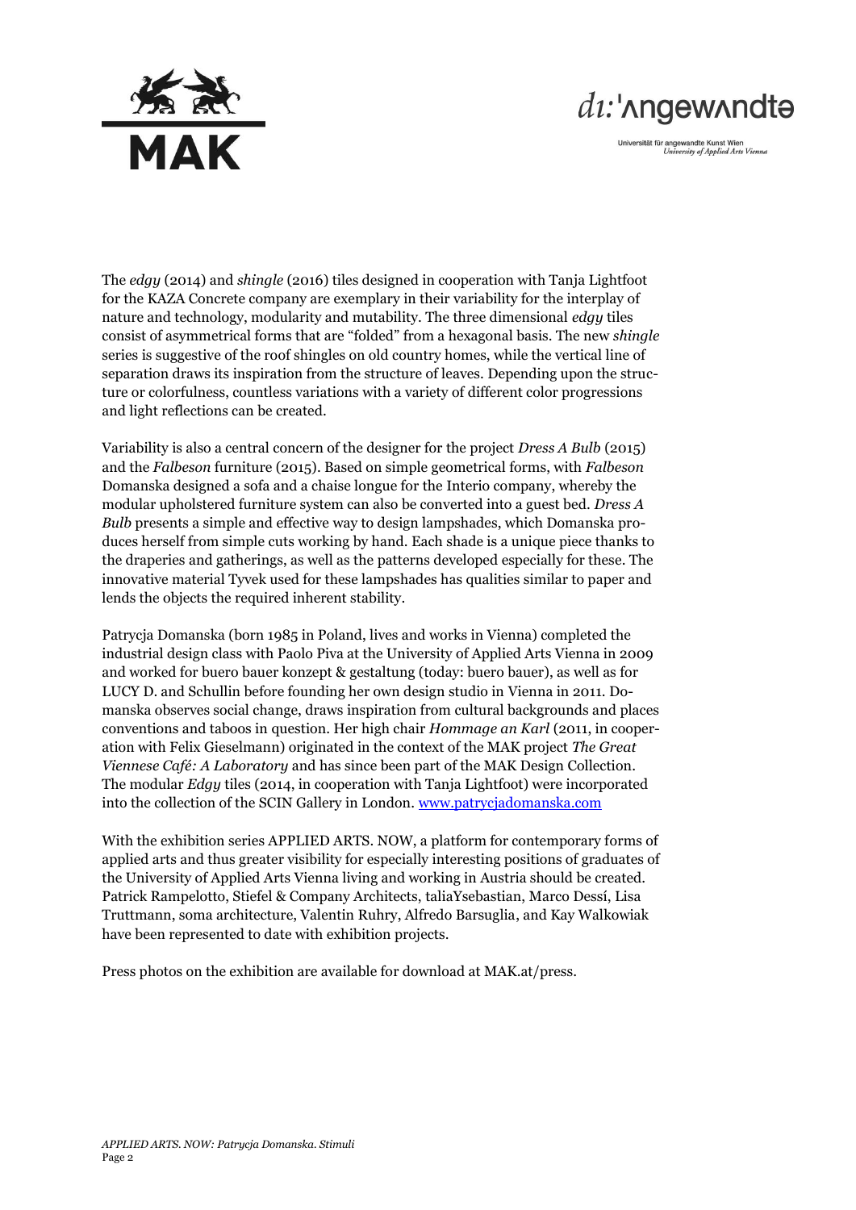The *edgy* (2014) and *shingle* (2016) tiles designed in cooperation with Tanja Lightfoot for the KAZA Concrete company are exemplary in their variability for the interplay of nature and technology, modularity and mutability. The three dimensional *edgy* tiles consist of asymmetrical forms that are "folded" from a hexagonal basis. The new *shingle* series is suggestive of the roof shingles on old country homes, while the vertical line of separation draws its inspiration from the structure of leaves. Depending upon the structure or colorfulness, countless variations with a variety of different color progressions and light reflections can be created.

Variability is also a central concern of the designer for the project *Dress A Bulb* (2015) and the *Falbeson* furniture (2015). Based on simple geometrical forms, with *Falbeson* Domanska designed a sofa and a chaise longue for the Interio company, whereby the modular upholstered furniture system can also be converted into a guest bed. *Dress A Bulb* presents a simple and effective way to design lampshades, which Domanska produces herself from simple cuts working by hand. Each shade is a unique piece thanks to the draperies and gatherings, as well as the patterns developed especially for these. The innovative material Tyvek used for these lampshades has qualities similar to paper and lends the objects the required inherent stability.

Patrycja Domanska (born 1985 in Poland, lives and works in Vienna) completed the industrial design class with Paolo Piva at the University of Applied Arts Vienna in 2009 and worked for buero bauer konzept & gestaltung (today: buero bauer), as well as for LUCY D. and Schullin before founding her own design studio in Vienna in 2011. Domanska observes social change, draws inspiration from cultural backgrounds and places conventions and taboos in question. Her high chair *Hommage an Karl* (2011, in cooperation with Felix Gieselmann) originated in the context of the MAK project *The Great Viennese Café: A Laboratory* and has since been part of the MAK Design Collection. The modular *Edgy* tiles (2014, in cooperation with Tanja Lightfoot) were incorporated into the collection of the SCIN Gallery in London. [www.patrycjadomanska.com](http://www.patrycjadomanska.com)

With the exhibition series APPLIED ARTS. NOW, a platform for contemporary forms of applied arts and thus greater visibility for especially interesting positions of graduates of the University of Applied Arts Vienna living and working in Austria should be created. Patrick Rampelotto, Stiefel & Company Architects, taliaYsebastian, Marco Dessí, Lisa Truttmann, soma architecture, Valentin Ruhry, Alfredo Barsuglia, and Kay Walkowiak have been represented to date with exhibition projects.

Press photos on the exhibition are available for download at MAK.at/press.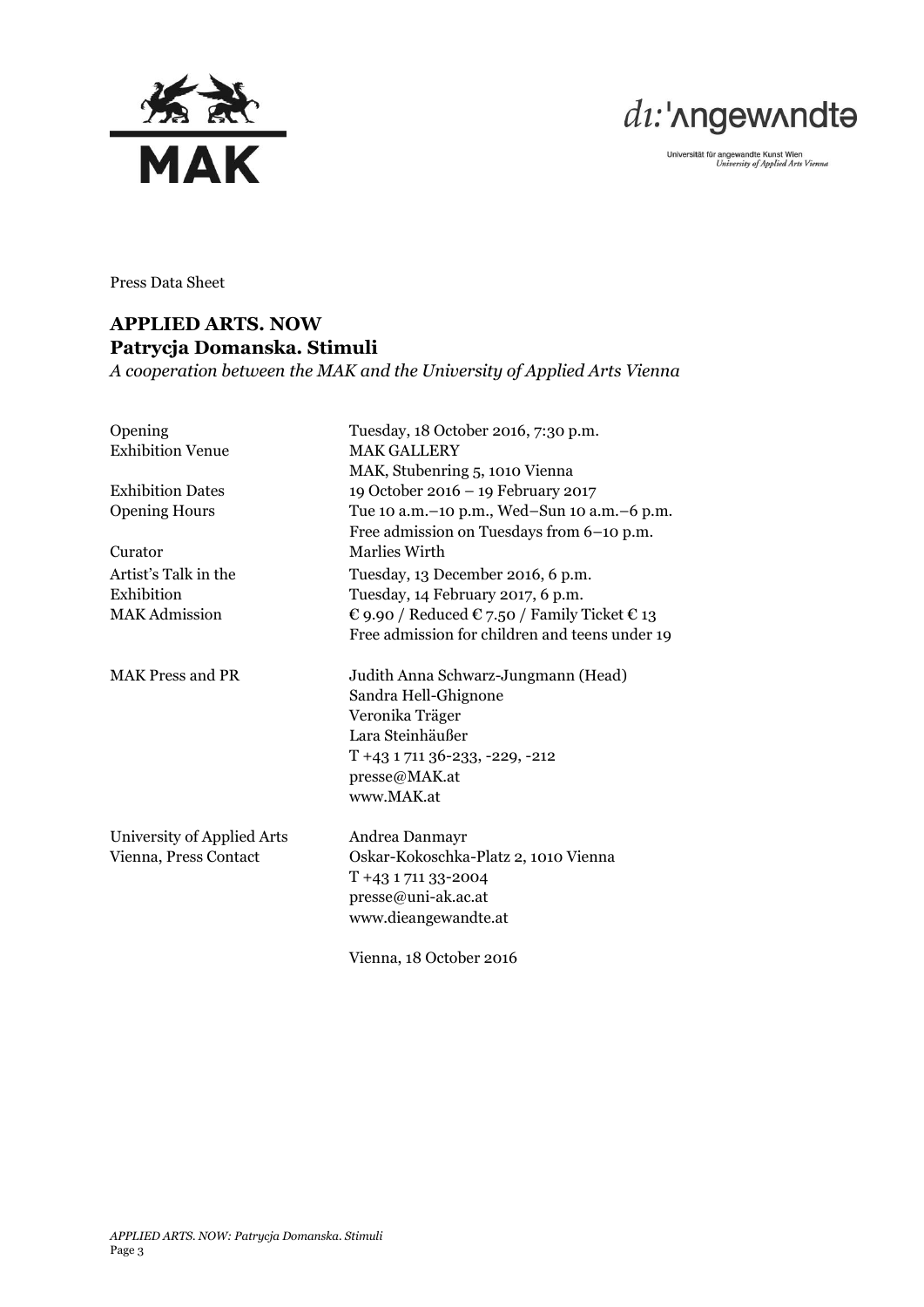Press Data Sheet

## APPLIED ARTS. NOW
## Patrycja Domanska. Stimuli

*A cooperation between the MAK and the University of Applied Arts Vienna*

| | |
|---|---|
| Opening | Tuesday, 18 October 2016, 7:30 p.m. |
| Exhibition Venue | MAK GALLERY<br>MAK, Stubenring 5, 1010 Vienna |
| Exhibition Dates | 19 October 2016 – 19 February 2017 |
| Opening Hours | Tue 10 a.m.–10 p.m., Wed–Sun 10 a.m.–6 p.m.<br>Free admission on Tuesdays from 6–10 p.m. |
| Curator | Marlies Wirth |
| Artist's Talk in the Exhibition | Tuesday, 13 December 2016, 6 p.m.<br>Tuesday, 14 February 2017, 6 p.m. |
| MAK Admission | € 9.90 / Reduced € 7.50 / Family Ticket € 13<br>Free admission for children and teens under 19 |
| MAK Press and PR | Judith Anna Schwarz-Jungmann (Head)<br>Sandra Hell-Ghignone<br>Veronika Träger<br>Lara Steinhäußer<br>T +43 1 711 36-233, -229, -212<br>presse@MAK.at<br>www.MAK.at |
| University of Applied Arts Vienna, Press Contact | Andrea Danmayr<br>Oskar-Kokoschka-Platz 2, 1010 Vienna<br>T +43 1 711 33-2004<br>presse@uni-ak.ac.at<br>www.dieangewandte.at |

Vienna, 18 October 2016